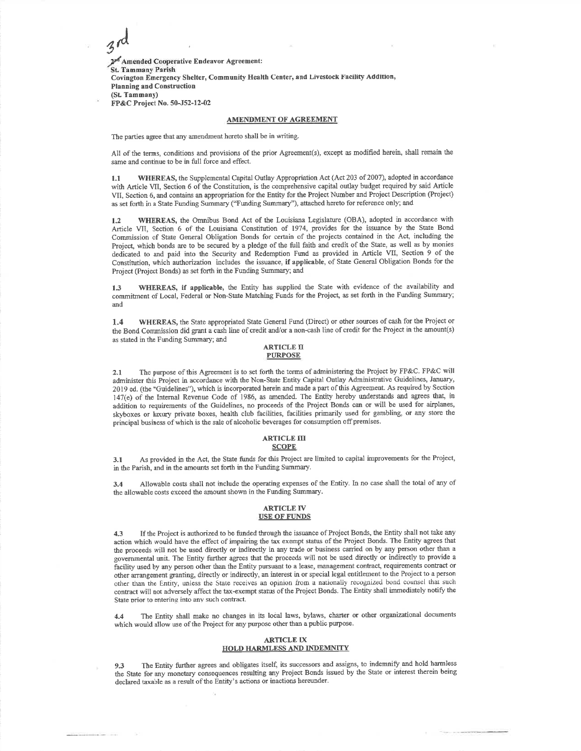3rd

~~2nd~~ **Amended Cooperative Endeavor Agreement:**
**St. Tammany Parish**
**Covington Emergency Shelter, Community Health Center, and Livestock Facility Addition,**
**Planning and Construction**
**(St. Tammany)**
**FP&C Project No. 50-J52-12-02**

**AMENDMENT OF AGREEMENT**

The parties agree that any amendment hereto shall be in writing.

All of the terms, conditions and provisions of the prior Agreement(s), except as modified herein, shall remain the same and continue to be in full force and effect.

**1.1 WHEREAS,** the Supplemental Capital Outlay Appropriation Act (Act 203 of 2007), adopted in accordance with Article VII, Section 6 of the Constitution, is the comprehensive capital outlay budget required by said Article VII, Section 6, and contains an appropriation for the Entity for the Project Number and Project Description (Project) as set forth in a State Funding Summary ("Funding Summary"), attached hereto for reference only; and

**1.2 WHEREAS,** the Omnibus Bond Act of the Louisiana Legislature (OBA), adopted in accordance with Article VII, Section 6 of the Louisiana Constitution of 1974, provides for the issuance by the State Bond Commission of State General Obligation Bonds for certain of the projects contained in the Act, including the Project, which bonds are to be secured by a pledge of the full faith and credit of the State, as well as by monies dedicated to and paid into the Security and Redemption Fund as provided in Article VII, Section 9 of the Constitution, which authorization includes the issuance, **if applicable**, of State General Obligation Bonds for the Project (Project Bonds) as set forth in the Funding Summary; and

**1.3 WHEREAS, if applicable,** the Entity has supplied the State with evidence of the availability and commitment of Local, Federal or Non-State Matching Funds for the Project, as set forth in the Funding Summary; and

**1.4 WHEREAS,** the State appropriated State General Fund (Direct) or other sources of cash for the Project or the Bond Commission did grant a cash line of credit and/or a non-cash line of credit for the Project in the amount(s) as stated in the Funding Summary; and

**ARTICLE II**
**PURPOSE**

2.1 The purpose of this Agreement is to set forth the terms of administering the Project by FP&C. FP&C will administer this Project in accordance with the Non-State Entity Capital Outlay Administrative Guidelines, January, 2019 ed. (the "Guidelines"), which is incorporated herein and made a part of this Agreement. As required by Section 147(e) of the Internal Revenue Code of 1986, as amended. The Entity hereby understands and agrees that, in addition to requirements of the Guidelines, no proceeds of the Project Bonds can or will be used for airplanes, skyboxes or luxury private boxes, health club facilities, facilities primarily used for gambling, or any store the principal business of which is the sale of alcoholic beverages for consumption off premises.

**ARTICLE III**
**SCOPE**

3.1 As provided in the Act, the State funds for this Project are limited to capital improvements for the Project, in the Parish, and in the amounts set forth in the Funding Summary.

3.4 Allowable costs shall not include the operating expenses of the Entity. In no case shall the total of any of the allowable costs exceed the amount shown in the Funding Summary.

**ARTICLE IV**
**USE OF FUNDS**

4.3 If the Project is authorized to be funded through the issuance of Project Bonds, the Entity shall not take any action which would have the effect of impairing the tax exempt status of the Project Bonds. The Entity agrees that the proceeds will not be used directly or indirectly in any trade or business carried on by any person other than a governmental unit. The Entity further agrees that the proceeds will not be used directly or indirectly to provide a facility used by any person other than the Entity pursuant to a lease, management contract, requirements contract or other arrangement granting, directly or indirectly, an interest in or special legal entitlement to the Project to a person other than the Entity, unless the State receives an opinion from a nationally recognized bond counsel that such contract will not adversely affect the tax-exempt status of the Project Bonds. The Entity shall immediately notify the State prior to entering into any such contract.

4.4 The Entity shall make no changes in its local laws, bylaws, charter or other organizational documents which would allow use of the Project for any purpose other than a public purpose.

**ARTICLE IX**
**HOLD HARMLESS AND INDEMNITY**

9.3 The Entity further agrees and obligates itself, its successors and assigns, to indemnify and hold harmless the State for any monetary consequences resulting any Project Bonds issued by the State or interest therein being declared taxable as a result of the Entity's actions or inactions hereunder.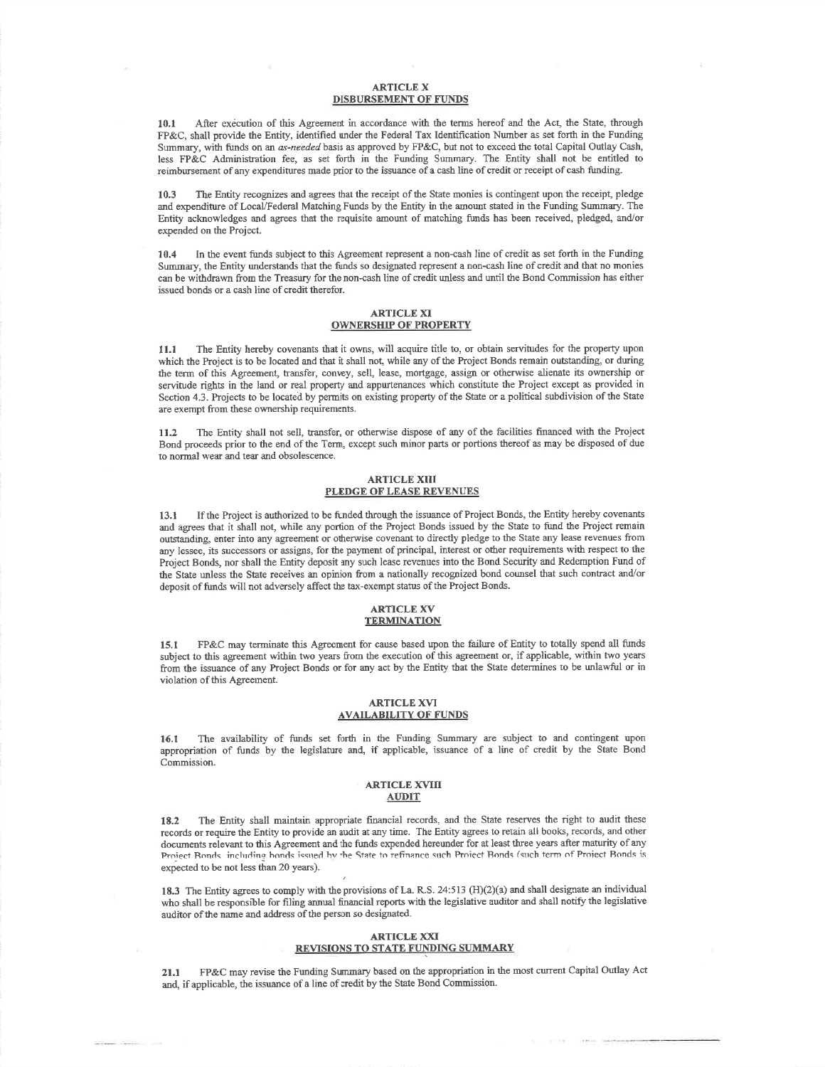## ARTICLE X
## DISBURSEMENT OF FUNDS

**10.1** After execution of this Agreement in accordance with the terms hereof and the Act, the State, through FP&C, shall provide the Entity, identified under the Federal Tax Identification Number as set forth in the Funding Summary, with funds on an *as-needed* basis as approved by FP&C, but not to exceed the total Capital Outlay Cash, less FP&C Administration fee, as set forth in the Funding Summary. The Entity shall not be entitled to reimbursement of any expenditures made prior to the issuance of a cash line of credit or receipt of cash funding.

**10.3** The Entity recognizes and agrees that the receipt of the State monies is contingent upon the receipt, pledge and expenditure of Local/Federal Matching Funds by the Entity in the amount stated in the Funding Summary. The Entity acknowledges and agrees that the requisite amount of matching funds has been received, pledged, and/or expended on the Project.

**10.4** In the event funds subject to this Agreement represent a non-cash line of credit as set forth in the Funding Summary, the Entity understands that the funds so designated represent a non-cash line of credit and that no monies can be withdrawn from the Treasury for the non-cash line of credit unless and until the Bond Commission has either issued bonds or a cash line of credit therefor.

## ARTICLE XI
## OWNERSHIP OF PROPERTY

**11.1** The Entity hereby covenants that it owns, will acquire title to, or obtain servitudes for the property upon which the Project is to be located and that it shall not, while any of the Project Bonds remain outstanding, or during the term of this Agreement, transfer, convey, sell, lease, mortgage, assign or otherwise alienate its ownership or servitude rights in the land or real property and appurtenances which constitute the Project except as provided in Section 4.3. Projects to be located by permits on existing property of the State or a political subdivision of the State are exempt from these ownership requirements.

**11.2** The Entity shall not sell, transfer, or otherwise dispose of any of the facilities financed with the Project Bond proceeds prior to the end of the Term, except such minor parts or portions thereof as may be disposed of due to normal wear and tear and obsolescence.

## ARTICLE XIII
## PLEDGE OF LEASE REVENUES

**13.1** If the Project is authorized to be funded through the issuance of Project Bonds, the Entity hereby covenants and agrees that it shall not, while any portion of the Project Bonds issued by the State to fund the Project remain outstanding, enter into any agreement or otherwise covenant to directly pledge to the State any lease revenues from any lessee, its successors or assigns, for the payment of principal, interest or other requirements with respect to the Project Bonds, nor shall the Entity deposit any such lease revenues into the Bond Security and Redemption Fund of the State unless the State receives an opinion from a nationally recognized bond counsel that such contract and/or deposit of funds will not adversely affect the tax-exempt status of the Project Bonds.

## ARTICLE XV
## TERMINATION

**15.1** FP&C may terminate this Agreement for cause based upon the failure of Entity to totally spend all funds subject to this agreement within two years from the execution of this agreement or, if applicable, within two years from the issuance of any Project Bonds or for any act by the Entity that the State determines to be unlawful or in violation of this Agreement.

## ARTICLE XVI
## AVAILABILITY OF FUNDS

**16.1** The availability of funds set forth in the Funding Summary are subject to and contingent upon appropriation of funds by the legislature and, if applicable, issuance of a line of credit by the State Bond Commission.

## ARTICLE XVIII
## AUDIT

**18.2** The Entity shall maintain appropriate financial records, and the State reserves the right to audit these records or require the Entity to provide an audit at any time. The Entity agrees to retain all books, records, and other documents relevant to this Agreement and the funds expended hereunder for at least three years after maturity of any Project Bonds, including bonds issued by the State to refinance such Project Bonds (such term of Project Bonds is expected to be not less than 20 years).

**18.3** The Entity agrees to comply with the provisions of La. R.S. 24:513 (H)(2)(a) and shall designate an individual who shall be responsible for filing annual financial reports with the legislative auditor and shall notify the legislative auditor of the name and address of the person so designated.

## ARTICLE XXI
## REVISIONS TO STATE FUNDING SUMMARY

**21.1** FP&C may revise the Funding Summary based on the appropriation in the most current Capital Outlay Act and, if applicable, the issuance of a line of credit by the State Bond Commission.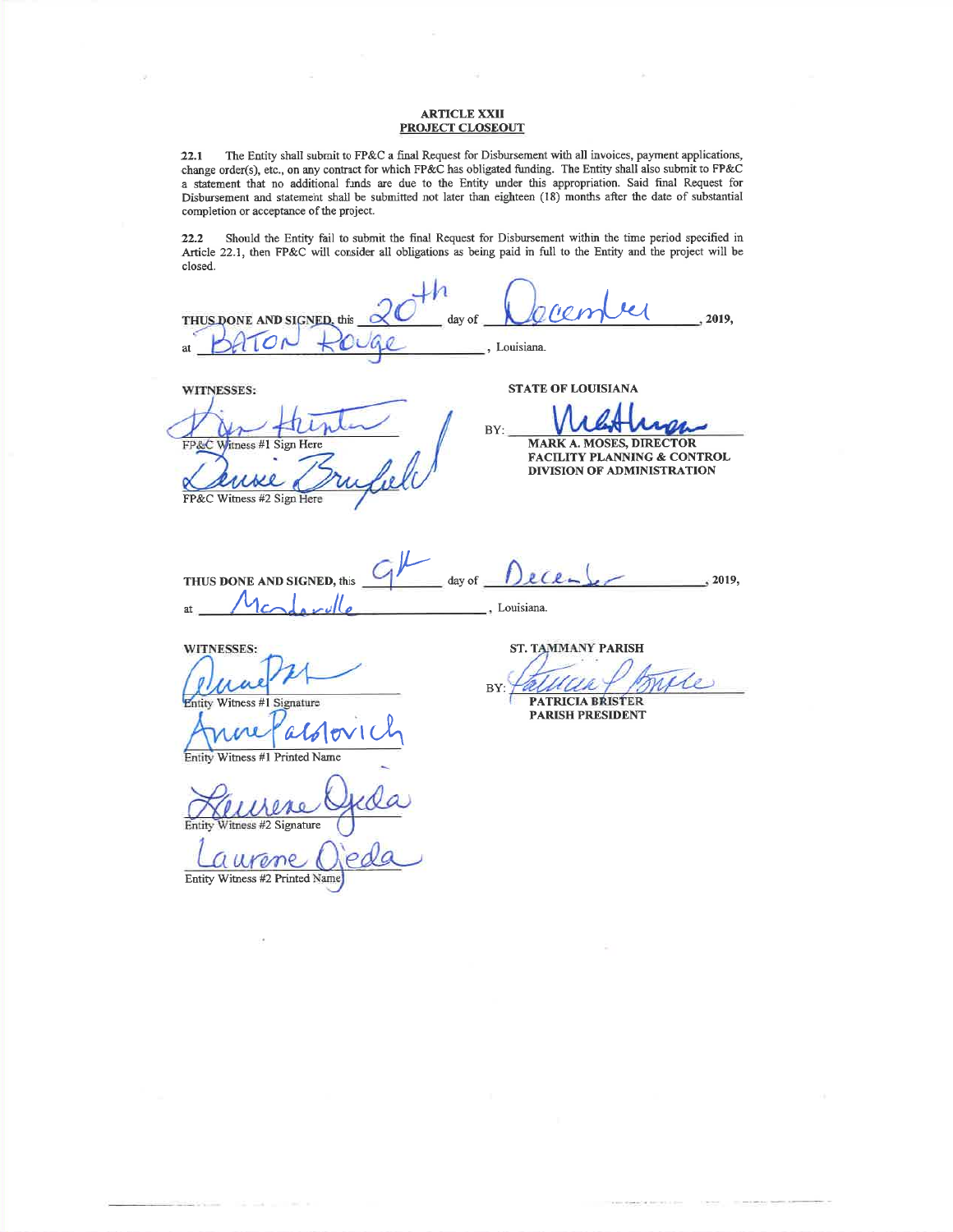## ARTICLE XXII
## PROJECT CLOSEOUT

**22.1** The Entity shall submit to FP&C a final Request for Disbursement with all invoices, payment applications, change order(s), etc., on any contract for which FP&C has obligated funding. The Entity shall also submit to FP&C a statement that no additional funds are due to the Entity under this appropriation. Said final Request for Disbursement and statement shall be submitted not later than eighteen (18) months after the date of substantial completion or acceptance of the project.

**22.2** Should the Entity fail to submit the final Request for Disbursement within the time period specified in Article 22.1, then FP&C will consider all obligations as being paid in full to the Entity and the project will be closed.

**THUS DONE AND SIGNED**, this 20th day of December, **2019**, at BATON ROUGE, Louisiana.

**WITNESSES:**

FP&C Witness #1 Sign Here

FP&C Witness #2 Sign Here

**STATE OF LOUISIANA**

BY:

**MARK A. MOSES, DIRECTOR**
**FACILITY PLANNING & CONTROL**
**DIVISION OF ADMINISTRATION**

**THUS DONE AND SIGNED**, this 9th day of December, **2019**, at Mandeville, Louisiana.

**WITNESSES:**

Entity Witness #1 Signature

Anne Pablovich
Entity Witness #1 Printed Name

Entity Witness #2 Signature

Laurene Ojeda
Entity Witness #2 Printed Name

**ST. TAMMANY PARISH**

BY:

**PATRICIA BRISTER**
**PARISH PRESIDENT**